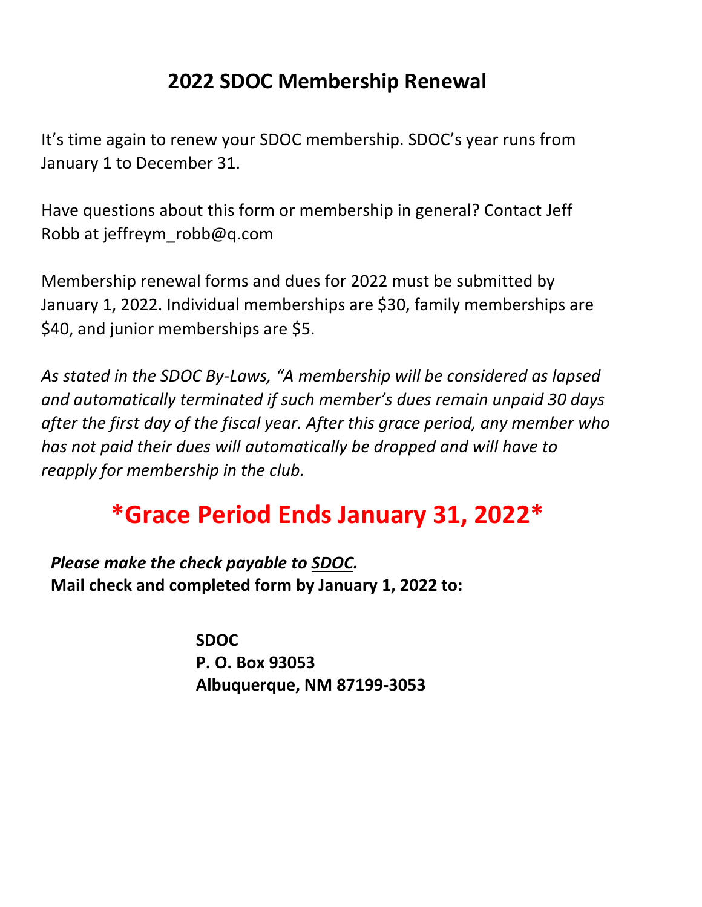# 2022 SDOC Membership Renewal

It's time again to renew your SDOC membership. SDOC's year runs from January 1 to December 31.

Have questions about this form or membership in general? Contact Jeff Robb at jeffreym_robb@q.com

Membership renewal forms and dues for 2022 must be submitted by January 1, 2022. Individual memberships are $30, family memberships are $40, and junior memberships are $5.

*As stated in the SDOC By-Laws, "A membership will be considered as lapsed and automatically terminated if such member's dues remain unpaid 30 days after the first day of the fiscal year. After this grace period, any member who has not paid their dues will automatically be dropped and will have to reapply for membership in the club.*

## *Grace Period Ends January 31, 2022*

***Please make the check payable to SDOC.***
**Mail check and completed form by January 1, 2022 to:**

**SDOC**
**P. O. Box 93053**
**Albuquerque, NM 87199-3053**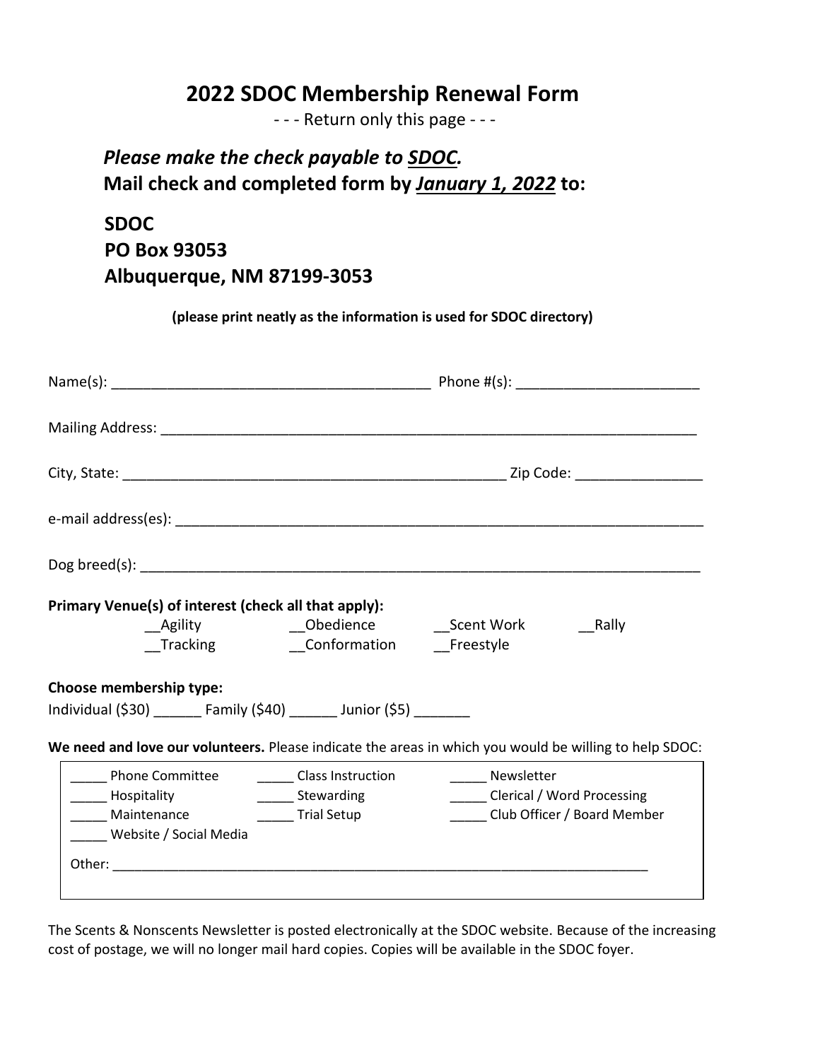# 2022 SDOC Membership Renewal Form

- - - Return only this page - - -

***Please make the check payable to SDOC.***

**Mail check and completed form by *January 1, 2022* to:**

**SDOC**
**PO Box 93053**
**Albuquerque, NM 87199-3053**

**(please print neatly as the information is used for SDOC directory)**

Name(s): ________________________________________ Phone #(s): _______________________

Mailing Address: ______________________________________________________________________

City, State: _______________________________________________ Zip Code: ________________

e-mail address(es): ____________________________________________________________________

Dog breed(s): _________________________________________________________________________

**Primary Venue(s) of interest (check all that apply):**

__Agility __Obedience __Scent Work __Rally
__Tracking __Conformation __Freestyle

**Choose membership type:**

Individual ($30) ______ Family ($40) ______ Junior ($5) _______

**We need and love our volunteers.** Please indicate the areas in which you would be willing to help SDOC:

_____ Phone Committee _____ Class Instruction _____ Newsletter
_____ Hospitality _____ Stewarding _____ Clerical / Word Processing
_____ Maintenance _____ Trial Setup _____ Club Officer / Board Member
_____ Website / Social Media

Other: ___________________________________________________________________________

The Scents & Nonscents Newsletter is posted electronically at the SDOC website. Because of the increasing cost of postage, we will no longer mail hard copies. Copies will be available in the SDOC foyer.